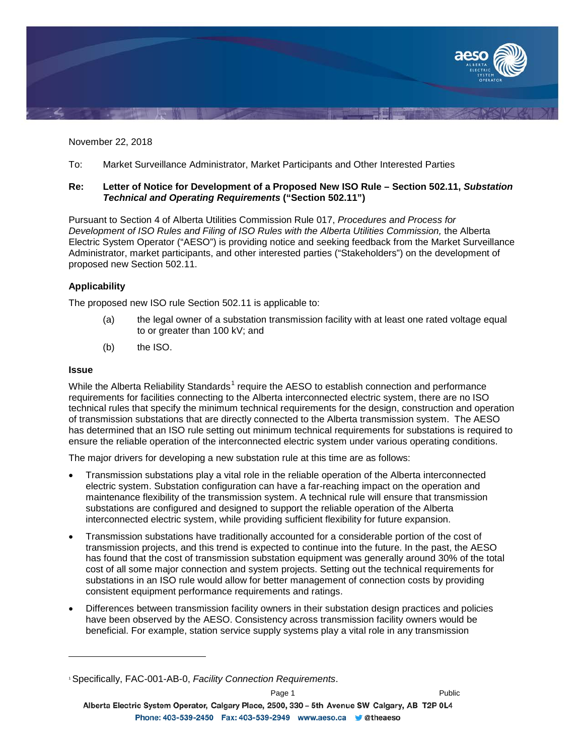November 22, 2018

To: Market Surveillance Administrator, Market Participants and Other Interested Parties

**Re: Letter of Notice for Development of a Proposed New ISO Rule – Section 502.11, *Substation Technical and Operating Requirements* ("Section 502.11")**

Pursuant to Section 4 of Alberta Utilities Commission Rule 017, *Procedures and Process for Development of ISO Rules and Filing of ISO Rules with the Alberta Utilities Commission,* the Alberta Electric System Operator ("AESO") is providing notice and seeking feedback from the Market Surveillance Administrator, market participants, and other interested parties ("Stakeholders") on the development of proposed new Section 502.11.

### Applicability

The proposed new ISO rule Section 502.11 is applicable to:

(a) the legal owner of a substation transmission facility with at least one rated voltage equal to or greater than 100 kV; and

(b) the ISO.

### Issue

While the Alberta Reliability Standards[1] require the AESO to establish connection and performance requirements for facilities connecting to the Alberta interconnected electric system, there are no ISO technical rules that specify the minimum technical requirements for the design, construction and operation of transmission substations that are directly connected to the Alberta transmission system. The AESO has determined that an ISO rule setting out minimum technical requirements for substations is required to ensure the reliable operation of the interconnected electric system under various operating conditions.

The major drivers for developing a new substation rule at this time are as follows:

- Transmission substations play a vital role in the reliable operation of the Alberta interconnected electric system. Substation configuration can have a far-reaching impact on the operation and maintenance flexibility of the transmission system. A technical rule will ensure that transmission substations are configured and designed to support the reliable operation of the Alberta interconnected electric system, while providing sufficient flexibility for future expansion.
- Transmission substations have traditionally accounted for a considerable portion of the cost of transmission projects, and this trend is expected to continue into the future. In the past, the AESO has found that the cost of transmission substation equipment was generally around 30% of the total cost of all some major connection and system projects. Setting out the technical requirements for substations in an ISO rule would allow for better management of connection costs by providing consistent equipment performance requirements and ratings.
- Differences between transmission facility owners in their substation design practices and policies have been observed by the AESO. Consistency across transmission facility owners would be beneficial. For example, station service supply systems play a vital role in any transmission

[1] Specifically, FAC-001-AB-0, *Facility Connection Requirements*.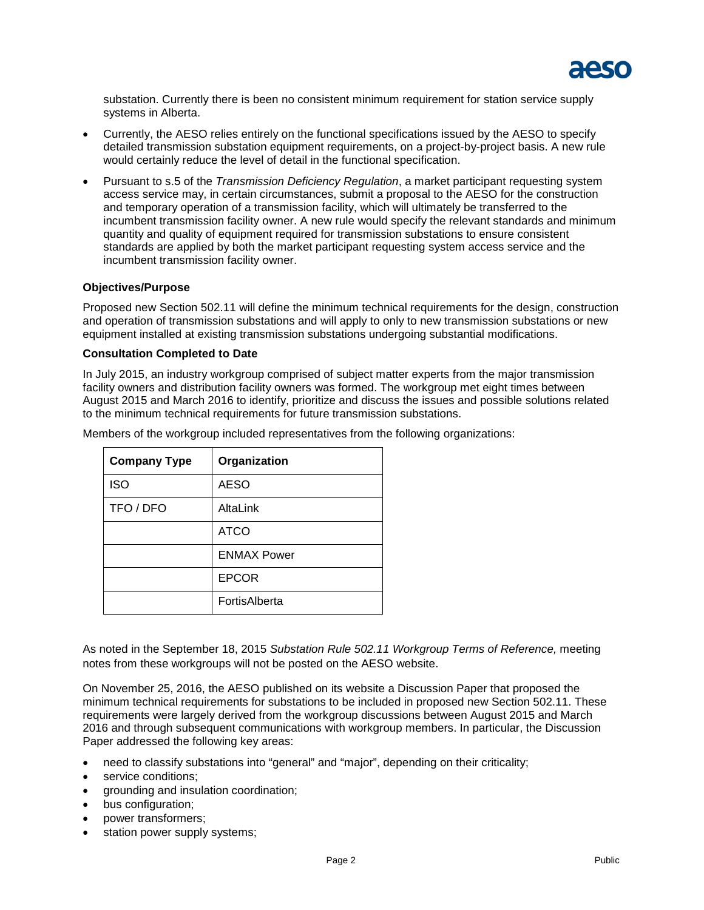substation. Currently there is been no consistent minimum requirement for station service supply systems in Alberta.

- Currently, the AESO relies entirely on the functional specifications issued by the AESO to specify detailed transmission substation equipment requirements, on a project-by-project basis. A new rule would certainly reduce the level of detail in the functional specification.
- Pursuant to s.5 of the *Transmission Deficiency Regulation*, a market participant requesting system access service may, in certain circumstances, submit a proposal to the AESO for the construction and temporary operation of a transmission facility, which will ultimately be transferred to the incumbent transmission facility owner. A new rule would specify the relevant standards and minimum quantity and quality of equipment required for transmission substations to ensure consistent standards are applied by both the market participant requesting system access service and the incumbent transmission facility owner.

**Objectives/Purpose**

Proposed new Section 502.11 will define the minimum technical requirements for the design, construction and operation of transmission substations and will apply to only to new transmission substations or new equipment installed at existing transmission substations undergoing substantial modifications.

**Consultation Completed to Date**

In July 2015, an industry workgroup comprised of subject matter experts from the major transmission facility owners and distribution facility owners was formed. The workgroup met eight times between August 2015 and March 2016 to identify, prioritize and discuss the issues and possible solutions related to the minimum technical requirements for future transmission substations.

Members of the workgroup included representatives from the following organizations:

| Company Type | Organization |
|---|---|
| ISO | AESO |
| TFO / DFO | AltaLink |
| | ATCO |
| | ENMAX Power |
| | EPCOR |
| | FortisAlberta |

As noted in the September 18, 2015 *Substation Rule 502.11 Workgroup Terms of Reference,* meeting notes from these workgroups will not be posted on the AESO website.

On November 25, 2016, the AESO published on its website a Discussion Paper that proposed the minimum technical requirements for substations to be included in proposed new Section 502.11. These requirements were largely derived from the workgroup discussions between August 2015 and March 2016 and through subsequent communications with workgroup members. In particular, the Discussion Paper addressed the following key areas:

- need to classify substations into "general" and "major", depending on their criticality;
- service conditions;
- grounding and insulation coordination;
- bus configuration;
- power transformers;
- station power supply systems;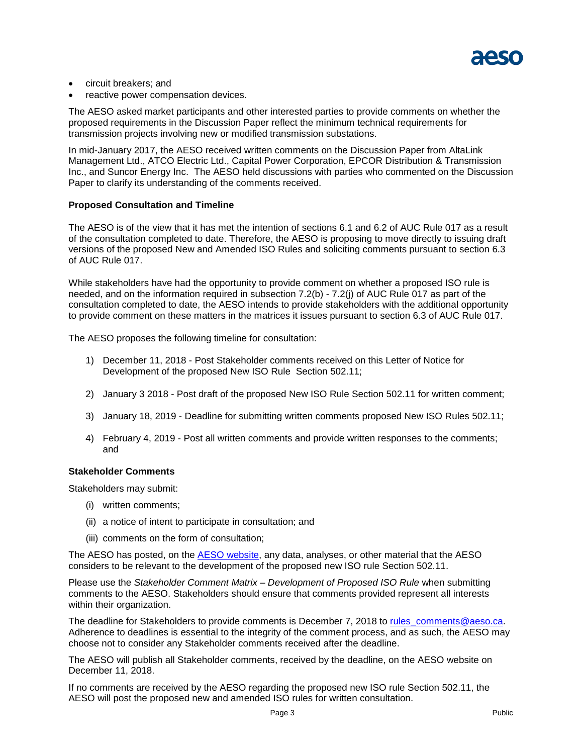- circuit breakers; and
- reactive power compensation devices.

The AESO asked market participants and other interested parties to provide comments on whether the proposed requirements in the Discussion Paper reflect the minimum technical requirements for transmission projects involving new or modified transmission substations.

In mid-January 2017, the AESO received written comments on the Discussion Paper from AltaLink Management Ltd., ATCO Electric Ltd., Capital Power Corporation, EPCOR Distribution & Transmission Inc., and Suncor Energy Inc. The AESO held discussions with parties who commented on the Discussion Paper to clarify its understanding of the comments received.

**Proposed Consultation and Timeline**

The AESO is of the view that it has met the intention of sections 6.1 and 6.2 of AUC Rule 017 as a result of the consultation completed to date. Therefore, the AESO is proposing to move directly to issuing draft versions of the proposed New and Amended ISO Rules and soliciting comments pursuant to section 6.3 of AUC Rule 017.

While stakeholders have had the opportunity to provide comment on whether a proposed ISO rule is needed, and on the information required in subsection 7.2(b) - 7.2(j) of AUC Rule 017 as part of the consultation completed to date, the AESO intends to provide stakeholders with the additional opportunity to provide comment on these matters in the matrices it issues pursuant to section 6.3 of AUC Rule 017.

The AESO proposes the following timeline for consultation:

1) December 11, 2018 - Post Stakeholder comments received on this Letter of Notice for Development of the proposed New ISO Rule Section 502.11;
2) January 3 2018 - Post draft of the proposed New ISO Rule Section 502.11 for written comment;
3) January 18, 2019 - Deadline for submitting written comments proposed New ISO Rules 502.11;
4) February 4, 2019 - Post all written comments and provide written responses to the comments; and

**Stakeholder Comments**

Stakeholders may submit:

(i) written comments;

(ii) a notice of intent to participate in consultation; and

(iii) comments on the form of consultation;

The AESO has posted, on the AESO website, any data, analyses, or other material that the AESO considers to be relevant to the development of the proposed new ISO rule Section 502.11.

Please use the *Stakeholder Comment Matrix – Development of Proposed ISO Rule* when submitting comments to the AESO. Stakeholders should ensure that comments provided represent all interests within their organization.

The deadline for Stakeholders to provide comments is December 7, 2018 to rules_comments@aeso.ca. Adherence to deadlines is essential to the integrity of the comment process, and as such, the AESO may choose not to consider any Stakeholder comments received after the deadline.

The AESO will publish all Stakeholder comments, received by the deadline, on the AESO website on December 11, 2018.

If no comments are received by the AESO regarding the proposed new ISO rule Section 502.11, the AESO will post the proposed new and amended ISO rules for written consultation.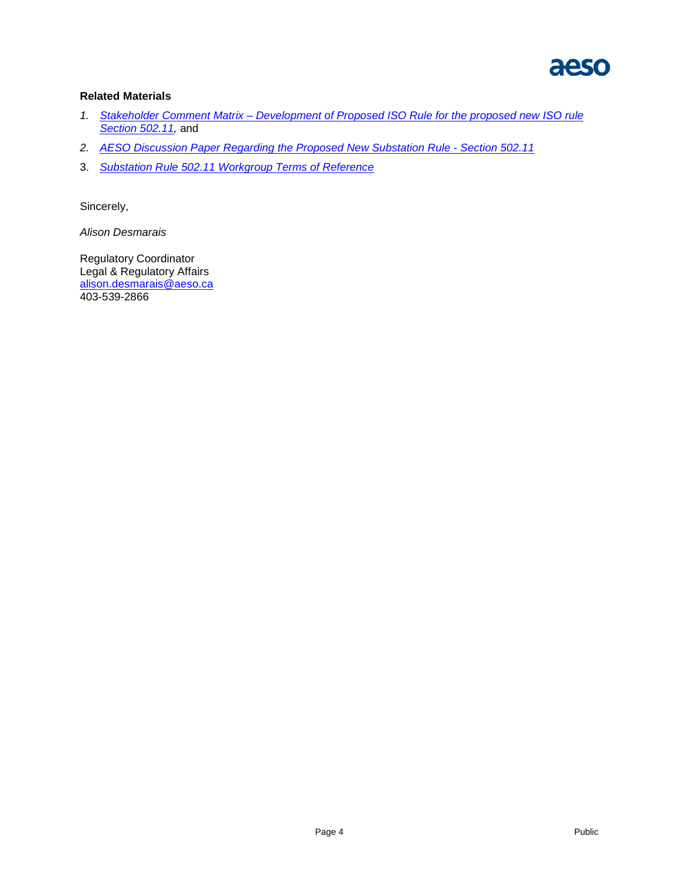**Related Materials**

1. *Stakeholder Comment Matrix – Development of Proposed ISO Rule for the proposed new ISO rule Section 502.11*, and
2. *AESO Discussion Paper Regarding the Proposed New Substation Rule - Section 502.11*
3. *Substation Rule 502.11 Workgroup Terms of Reference*

Sincerely,

*Alison Desmarais*

Regulatory Coordinator
Legal & Regulatory Affairs
alison.desmarais@aeso.ca
403-539-2866